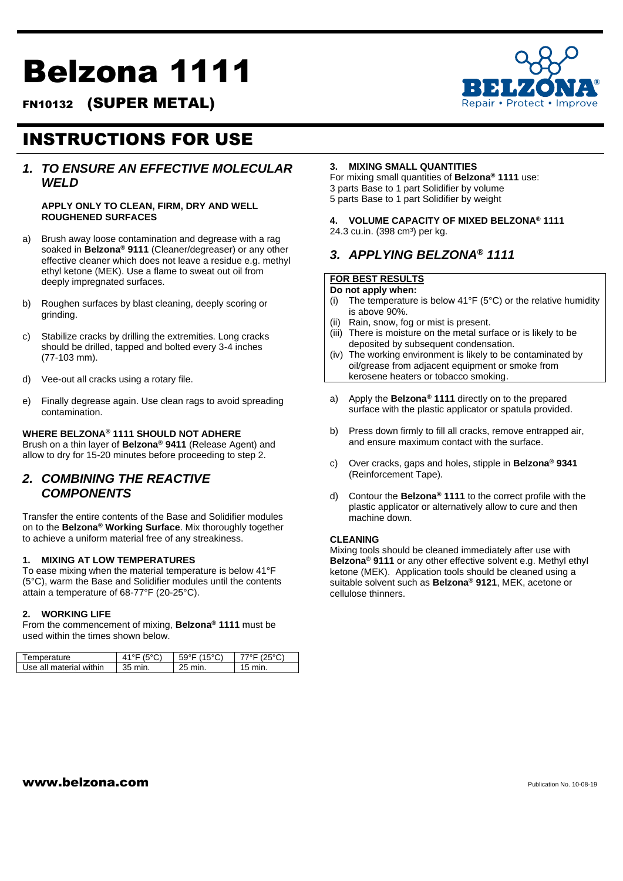# Belzona 1111

## FN10132 (SUPER METAL)

# INSTRUCTIONS FOR USE

## *1. TO ENSURE AN EFFECTIVE MOLECULAR WELD*

**APPLY ONLY TO CLEAN, FIRM, DRY AND WELL ROUGHENED SURFACES**

a) Brush away loose contamination and degrease with a rag soaked in **Belzona® 9111** (Cleaner/degreaser) or any other effective cleaner which does not leave a residue e.g. methyl ethyl ketone (MEK). Use a flame to sweat out oil from deeply impregnated surfaces.

b) Roughen surfaces by blast cleaning, deeply scoring or grinding.

c) Stabilize cracks by drilling the extremities. Long cracks should be drilled, tapped and bolted every 3-4 inches (77-103 mm).

d) Vee-out all cracks using a rotary file.

e) Finally degrease again. Use clean rags to avoid spreading contamination.

**WHERE BELZONA® 1111 SHOULD NOT ADHERE**

Brush on a thin layer of **Belzona® 9411** (Release Agent) and allow to dry for 15-20 minutes before proceeding to step 2.

## *2. COMBINING THE REACTIVE COMPONENTS*

Transfer the entire contents of the Base and Solidifier modules on to the **Belzona® Working Surface**. Mix thoroughly together to achieve a uniform material free of any streakiness.

**1. MIXING AT LOW TEMPERATURES**

To ease mixing when the material temperature is below 41°F (5°C), warm the Base and Solidifier modules until the contents attain a temperature of 68-77°F (20-25°C).

**2. WORKING LIFE**

From the commencement of mixing, **Belzona® 1111** must be used within the times shown below.

| Temperature | 41°F (5°C) | 59°F (15°C) | 77°F (25°C) |
|---|---|---|---|
| Use all material within | 35 min. | 25 min. | 15 min. |

**3. MIXING SMALL QUANTITIES**

For mixing small quantities of **Belzona® 1111** use:
3 parts Base to 1 part Solidifier by volume
5 parts Base to 1 part Solidifier by weight

**4. VOLUME CAPACITY OF MIXED BELZONA® 1111**

24.3 cu.in. (398 cm³) per kg.

## *3. APPLYING BELZONA® 1111*

**FOR BEST RESULTS**

**Do not apply when:**

(i) The temperature is below 41°F (5°C) or the relative humidity is above 90%.
(ii) Rain, snow, fog or mist is present.
(iii) There is moisture on the metal surface or is likely to be deposited by subsequent condensation.
(iv) The working environment is likely to be contaminated by oil/grease from adjacent equipment or smoke from kerosene heaters or tobacco smoking.

a) Apply the **Belzona® 1111** directly on to the prepared surface with the plastic applicator or spatula provided.

b) Press down firmly to fill all cracks, remove entrapped air, and ensure maximum contact with the surface.

c) Over cracks, gaps and holes, stipple in **Belzona® 9341** (Reinforcement Tape).

d) Contour the **Belzona® 1111** to the correct profile with the plastic applicator or alternatively allow to cure and then machine down.

**CLEANING**

Mixing tools should be cleaned immediately after use with **Belzona® 9111** or any other effective solvent e.g. Methyl ethyl ketone (MEK). Application tools should be cleaned using a suitable solvent such as **Belzona® 9121**, MEK, acetone or cellulose thinners.

**www.belzona.com**

Publication No. 10-08-19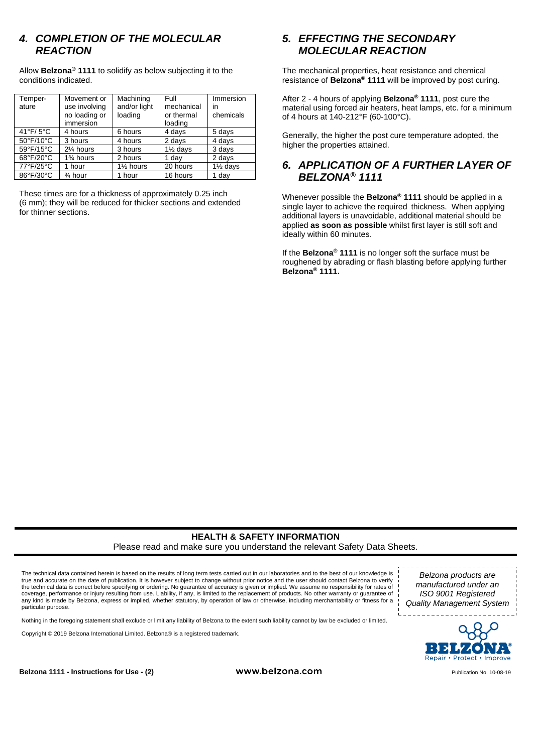## 4. COMPLETION OF THE MOLECULAR REACTION

Allow **Belzona® 1111** to solidify as below subjecting it to the conditions indicated.

| Temper-ature | Movement or use involving no loading or immersion | Machining and/or light loading | Full mechanical or thermal loading | Immersion in chemicals |
|---|---|---|---|---|
| 41°F/ 5°C | 4 hours | 6 hours | 4 days | 5 days |
| 50°F/10°C | 3 hours | 4 hours | 2 days | 4 days |
| 59°F/15°C | 2¼ hours | 3 hours | 1½ days | 3 days |
| 68°F/20°C | 1¾ hours | 2 hours | 1 day | 2 days |
| 77°F/25°C | 1 hour | 1½ hours | 20 hours | 1½ days |
| 86°F/30°C | ¾ hour | 1 hour | 16 hours | 1 day |

These times are for a thickness of approximately 0.25 inch (6 mm); they will be reduced for thicker sections and extended for thinner sections.

## 5. EFFECTING THE SECONDARY MOLECULAR REACTION

The mechanical properties, heat resistance and chemical resistance of **Belzona® 1111** will be improved by post curing.

After 2 - 4 hours of applying **Belzona® 1111**, post cure the material using forced air heaters, heat lamps, etc. for a minimum of 4 hours at 140-212°F (60-100°C).

Generally, the higher the post cure temperature adopted, the higher the properties attained.

## 6. APPLICATION OF A FURTHER LAYER OF BELZONA® 1111

Whenever possible the **Belzona® 1111** should be applied in a single layer to achieve the required thickness. When applying additional layers is unavoidable, additional material should be applied **as soon as possible** whilst first layer is still soft and ideally within 60 minutes.

If the **Belzona® 1111** is no longer soft the surface must be roughened by abrading or flash blasting before applying further **Belzona® 1111.**

**HEALTH & SAFETY INFORMATION**

Please read and make sure you understand the relevant Safety Data Sheets.

The technical data contained herein is based on the results of long term tests carried out in our laboratories and to the best of our knowledge is true and accurate on the date of publication. It is however subject to change without prior notice and the user should contact Belzona to verify the technical data is correct before specifying or ordering. No guarantee of accuracy is given or implied. We assume no responsibility for rates of coverage, performance or injury resulting from use. Liability, if any, is limited to the replacement of products. No other warranty or guarantee of any kind is made by Belzona, express or implied, whether statutory, by operation of law or otherwise, including merchantability or fitness for a particular purpose.

Nothing in the foregoing statement shall exclude or limit any liability of Belzona to the extent such liability cannot by law be excluded or limited.

Copyright © 2019 Belzona International Limited. Belzona® is a registered trademark.

*Belzona products are manufactured under an ISO 9001 Registered Quality Management System*

BELZONA® Repair • Protect • Improve

Belzona 1111 - Instructions for Use - (2) www.belzona.com Publication No. 10-08-19